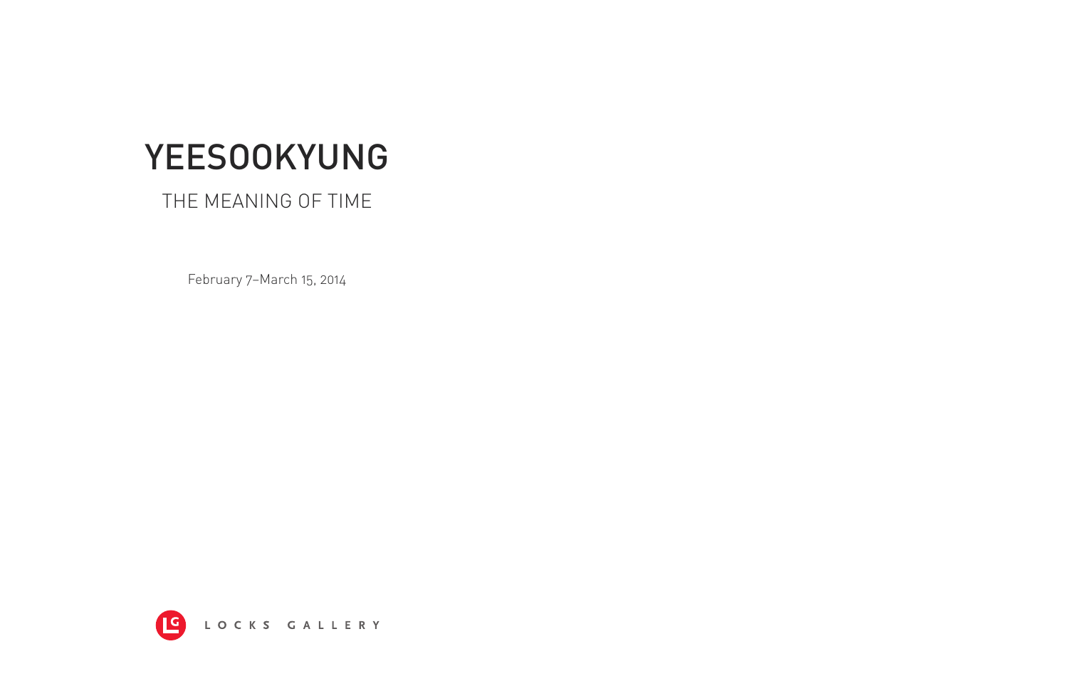# YEESOOKYUNG

## THE MEANING OF TIME

February 7–March 15, 2014

LOCKS GALLERY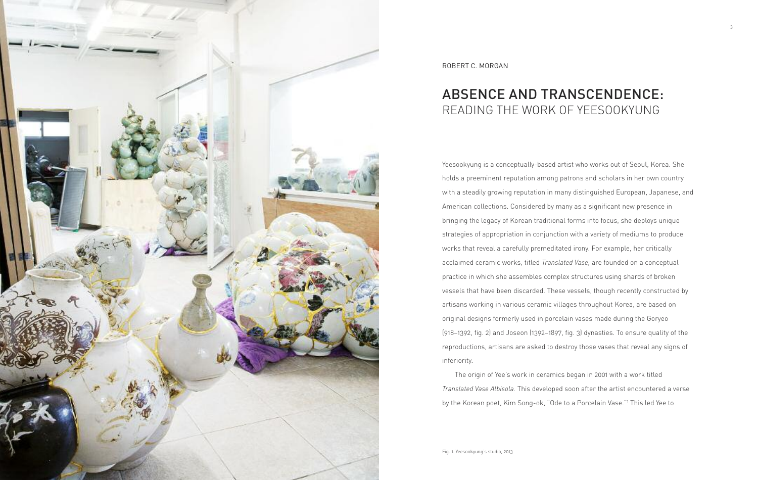ROBERT C. MORGAN

# ABSENCE AND TRANSCENDENCE:
## READING THE WORK OF YEESOOKYUNG

Yeesookyung is a conceptually-based artist who works out of Seoul, Korea. She holds a preeminent reputation among patrons and scholars in her own country with a steadily growing reputation in many distinguished European, Japanese, and American collections. Considered by many as a significant new presence in bringing the legacy of Korean traditional forms into focus, she deploys unique strategies of appropriation in conjunction with a variety of mediums to produce works that reveal a carefully premeditated irony. For example, her critically acclaimed ceramic works, titled *Translated Vase,* are founded on a conceptual practice in which she assembles complex structures using shards of broken vessels that have been discarded. These vessels, though recently constructed by artisans working in various ceramic villages throughout Korea, are based on original designs formerly used in porcelain vases made during the Goryeo (918–1392, fig. 2) and Joseon (1392–1897, fig. 3) dynasties. To ensure quality of the reproductions, artisans are asked to destroy those vases that reveal any signs of inferiority.

The origin of Yee's work in ceramics began in 2001 with a work titled *Translated Vase Albisola*. This developed soon after the artist encountered a verse by the Korean poet, Kim Song-ok, "Ode to a Porcelain Vase."[1] This led Yee to

Fig. 1. Yeesookyung's studio, 2013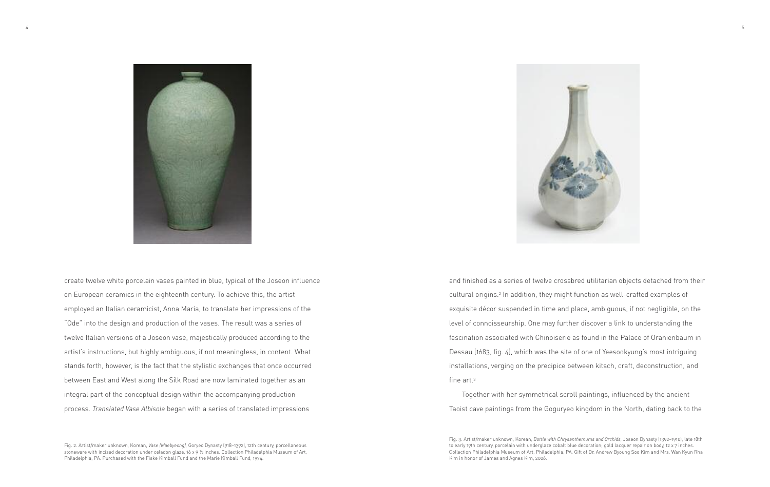create twelve white porcelain vases painted in blue, typical of the Joseon influence on European ceramics in the eighteenth century. To achieve this, the artist employed an Italian ceramicist, Anna Maria, to translate her impressions of the "Ode" into the design and production of the vases. The result was a series of twelve Italian versions of a Joseon vase, majestically produced according to the artist's instructions, but highly ambiguous, if not meaningless, in content. What stands forth, however, is the fact that the stylistic exchanges that once occurred between East and West along the Silk Road are now laminated together as an integral part of the conceptual design within the accompanying production process. *Translated Vase Albisola* began with a series of translated impressions

Fig. 2. Artist/maker unknown, Korean, *Vase (Maebyeong)*, Goryeo Dynasty (918–1392), 12th century, porcellaneous stoneware with incised decoration under celadon glaze, 16 x 9 ½ inches. Collection Philadelphia Museum of Art, Philadelphia, PA. Purchased with the Fiske Kimball Fund and the Marie Kimball Fund, 1974.

and finished as a series of twelve crossbred utilitarian objects detached from their cultural origins.[2] In addition, they might function as well-crafted examples of exquisite décor suspended in time and place, ambiguous, if not negligible, on the level of connoisseurship. One may further discover a link to understanding the fascination associated with Chinoiserie as found in the Palace of Oranienbaum in Dessau (1683, fig. 4), which was the site of one of Yeesookyung's most intriguing installations, verging on the precipice between kitsch, craft, deconstruction, and fine art.[3]

Together with her symmetrical scroll paintings, influenced by the ancient Taoist cave paintings from the Goguryeo kingdom in the North, dating back to the

Fig. 3. Artist/maker unknown, Korean, *Bottle with Chrysanthemums and Orchids*, Joseon Dynasty (1392–1910), late 18th to early 19th century, porcelain with underglaze cobalt blue decoration; gold lacquer repair on body, 12 x 7 inches. Collection Philadelphia Museum of Art, Philadelphia, PA. Gift of Dr. Andrew Byoung Soo Kim and Mrs. Wan Kyun Rha Kim in honor of James and Agnes Kim, 2006.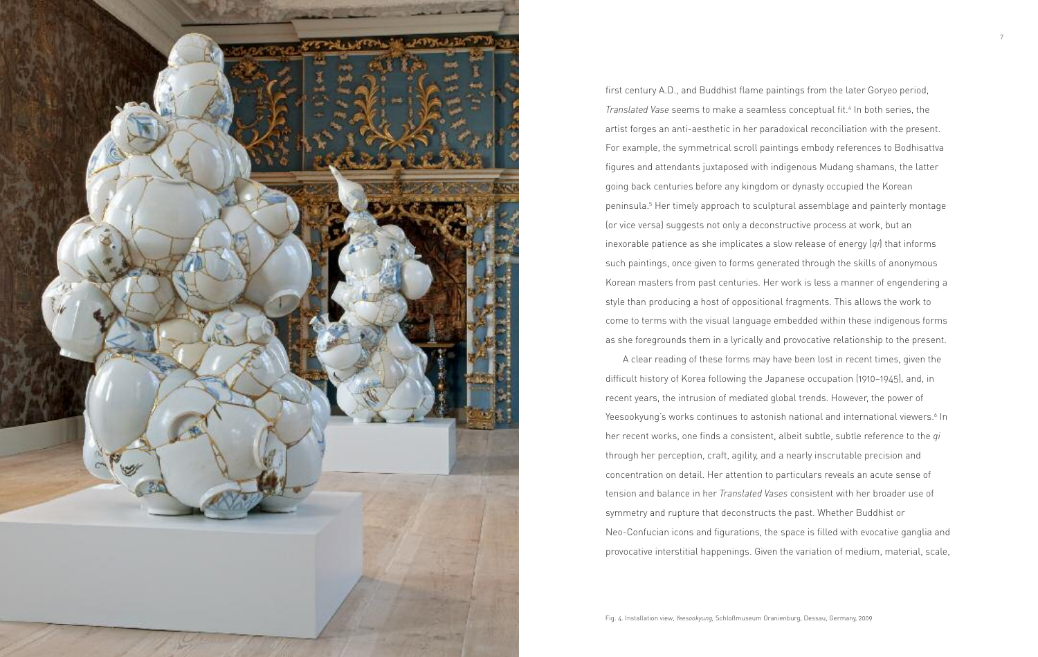first century A.D., and Buddhist flame paintings from the later Goryeo period, *Translated Vase* seems to make a seamless conceptual fit.[4] In both series, the artist forges an anti-aesthetic in her paradoxical reconciliation with the present. For example, the symmetrical scroll paintings embody references to Bodhisattva figures and attendants juxtaposed with indigenous Mudang shamans, the latter going back centuries before any kingdom or dynasty occupied the Korean peninsula.[5] Her timely approach to sculptural assemblage and painterly montage (or vice versa) suggests not only a deconstructive process at work, but an inexorable patience as she implicates a slow release of energy (*qi*) that informs such paintings, once given to forms generated through the skills of anonymous Korean masters from past centuries. Her work is less a manner of engendering a style than producing a host of oppositional fragments. This allows the work to come to terms with the visual language embedded within these indigenous forms as she foregrounds them in a lyrically and provocative relationship to the present.

A clear reading of these forms may have been lost in recent times, given the difficult history of Korea following the Japanese occupation (1910–1945), and, in recent years, the intrusion of mediated global trends. However, the power of Yeesookyung's works continues to astonish national and international viewers.[6] In her recent works, one finds a consistent, albeit subtle, subtle reference to the *qi* through her perception, craft, agility, and a nearly inscrutable precision and concentration on detail. Her attention to particulars reveals an acute sense of tension and balance in her *Translated Vases* consistent with her broader use of symmetry and rupture that deconstructs the past. Whether Buddhist or Neo-Confucian icons and figurations, the space is filled with evocative ganglia and provocative interstitial happenings. Given the variation of medium, material, scale,

Fig. 4. Installation view, *Yeesookyung*, Schloßmuseum Oranienburg, Dessau, Germany, 2009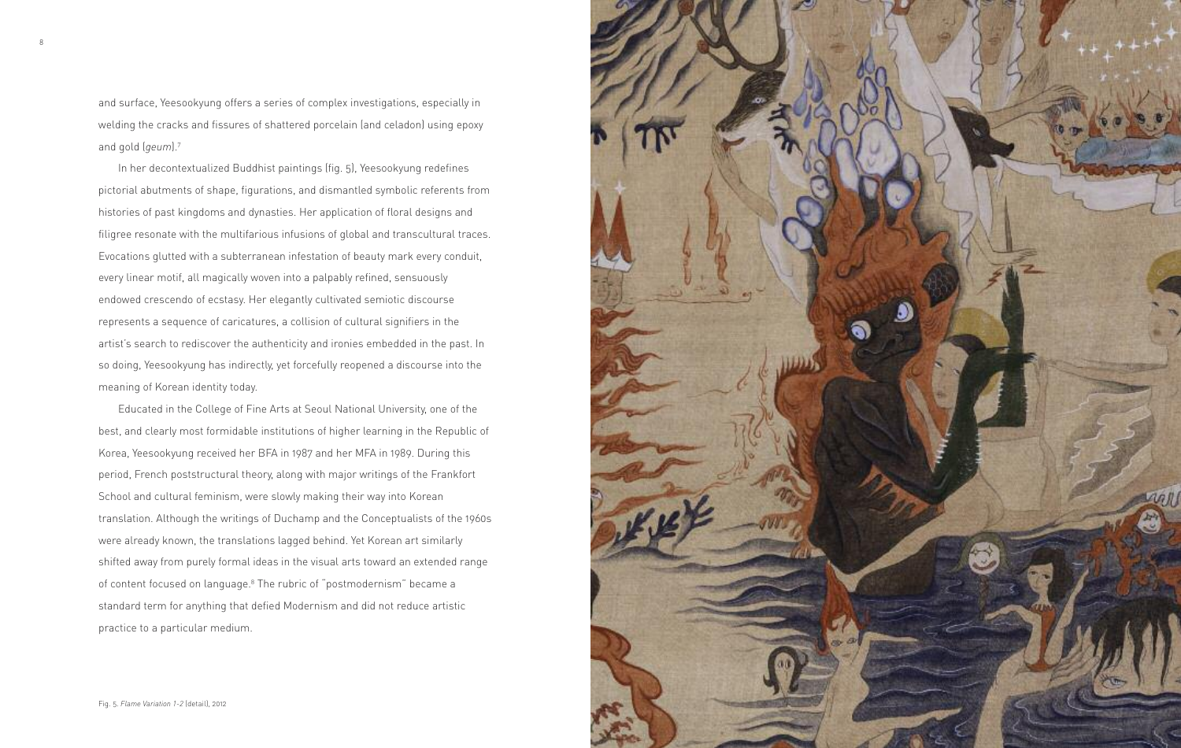and surface, Yeesookyung offers a series of complex investigations, especially in welding the cracks and fissures of shattered porcelain (and celadon) using epoxy and gold (*geum*).[7]

In her decontextualized Buddhist paintings (fig. 5), Yeesookyung redefines pictorial abutments of shape, figurations, and dismantled symbolic referents from histories of past kingdoms and dynasties. Her application of floral designs and filigree resonate with the multifarious infusions of global and transcultural traces. Evocations glutted with a subterranean infestation of beauty mark every conduit, every linear motif, all magically woven into a palpably refined, sensuously endowed crescendo of ecstasy. Her elegantly cultivated semiotic discourse represents a sequence of caricatures, a collision of cultural signifiers in the artist's search to rediscover the authenticity and ironies embedded in the past. In so doing, Yeesookyung has indirectly, yet forcefully reopened a discourse into the meaning of Korean identity today.

Educated in the College of Fine Arts at Seoul National University, one of the best, and clearly most formidable institutions of higher learning in the Republic of Korea, Yeesookyung received her BFA in 1987 and her MFA in 1989. During this period, French poststructural theory, along with major writings of the Frankfort School and cultural feminism, were slowly making their way into Korean translation. Although the writings of Duchamp and the Conceptualists of the 1960s were already known, the translations lagged behind. Yet Korean art similarly shifted away from purely formal ideas in the visual arts toward an extended range of content focused on language.[8] The rubric of "postmodernism" became a standard term for anything that defied Modernism and did not reduce artistic practice to a particular medium.

Fig. 5. *Flame Variation 1-2* (detail), 2012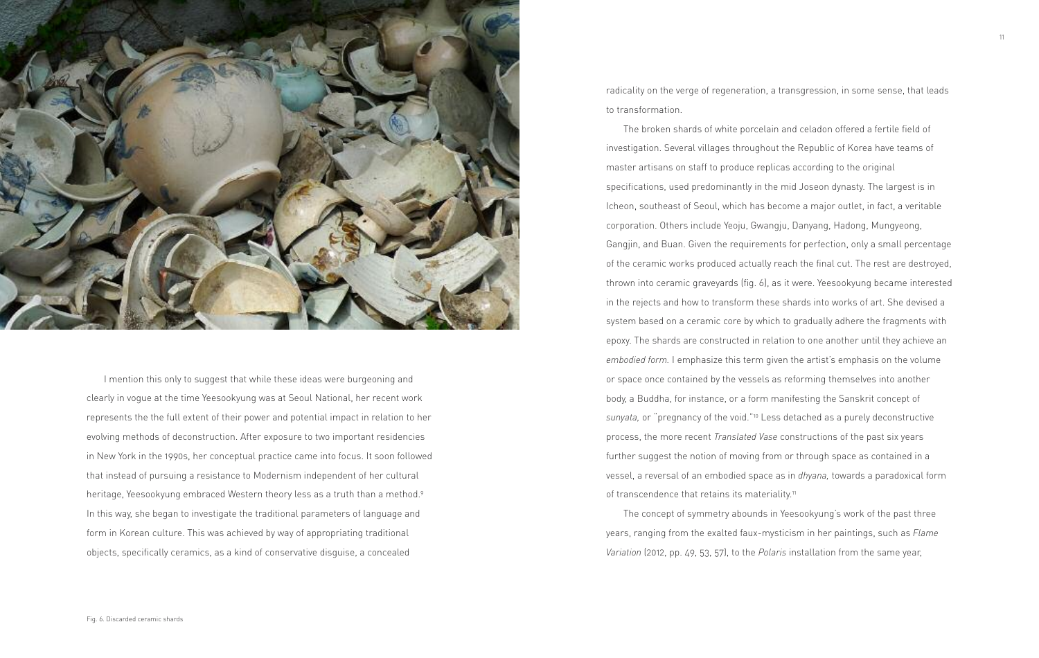I mention this only to suggest that while these ideas were burgeoning and clearly in vogue at the time Yeesookyung was at Seoul National, her recent work represents the the full extent of their power and potential impact in relation to her evolving methods of deconstruction. After exposure to two important residencies in New York in the 1990s, her conceptual practice came into focus. It soon followed that instead of pursuing a resistance to Modernism independent of her cultural heritage, Yeesookyung embraced Western theory less as a truth than a method.[9] In this way, she began to investigate the traditional parameters of language and form in Korean culture. This was achieved by way of appropriating traditional objects, specifically ceramics, as a kind of conservative disguise, a concealed radicality on the verge of regeneration, a transgression, in some sense, that leads to transformation.

The broken shards of white porcelain and celadon offered a fertile field of investigation. Several villages throughout the Republic of Korea have teams of master artisans on staff to produce replicas according to the original specifications, used predominantly in the mid Joseon dynasty. The largest is in Icheon, southeast of Seoul, which has become a major outlet, in fact, a veritable corporation. Others include Yeoju, Gwangju, Danyang, Hadong, Mungyeong, Gangjin, and Buan. Given the requirements for perfection, only a small percentage of the ceramic works produced actually reach the final cut. The rest are destroyed, thrown into ceramic graveyards (fig. 6), as it were. Yeesookyung became interested in the rejects and how to transform these shards into works of art. She devised a system based on a ceramic core by which to gradually adhere the fragments with epoxy. The shards are constructed in relation to one another until they achieve an *embodied form.* I emphasize this term given the artist's emphasis on the volume or space once contained by the vessels as reforming themselves into another body, a Buddha, for instance, or a form manifesting the Sanskrit concept of *sunyata,* or "pregnancy of the void."[10] Less detached as a purely deconstructive process, the more recent *Translated Vase* constructions of the past six years further suggest the notion of moving from or through space as contained in a vessel, a reversal of an embodied space as in *dhyana,* towards a paradoxical form of transcendence that retains its materiality.[11]

The concept of symmetry abounds in Yeesookyung's work of the past three years, ranging from the exalted faux-mysticism in her paintings, such as *Flame Variation* (2012, pp. 49, 53, 57), to the *Polaris* installation from the same year,

Fig. 6. Discarded ceramic shards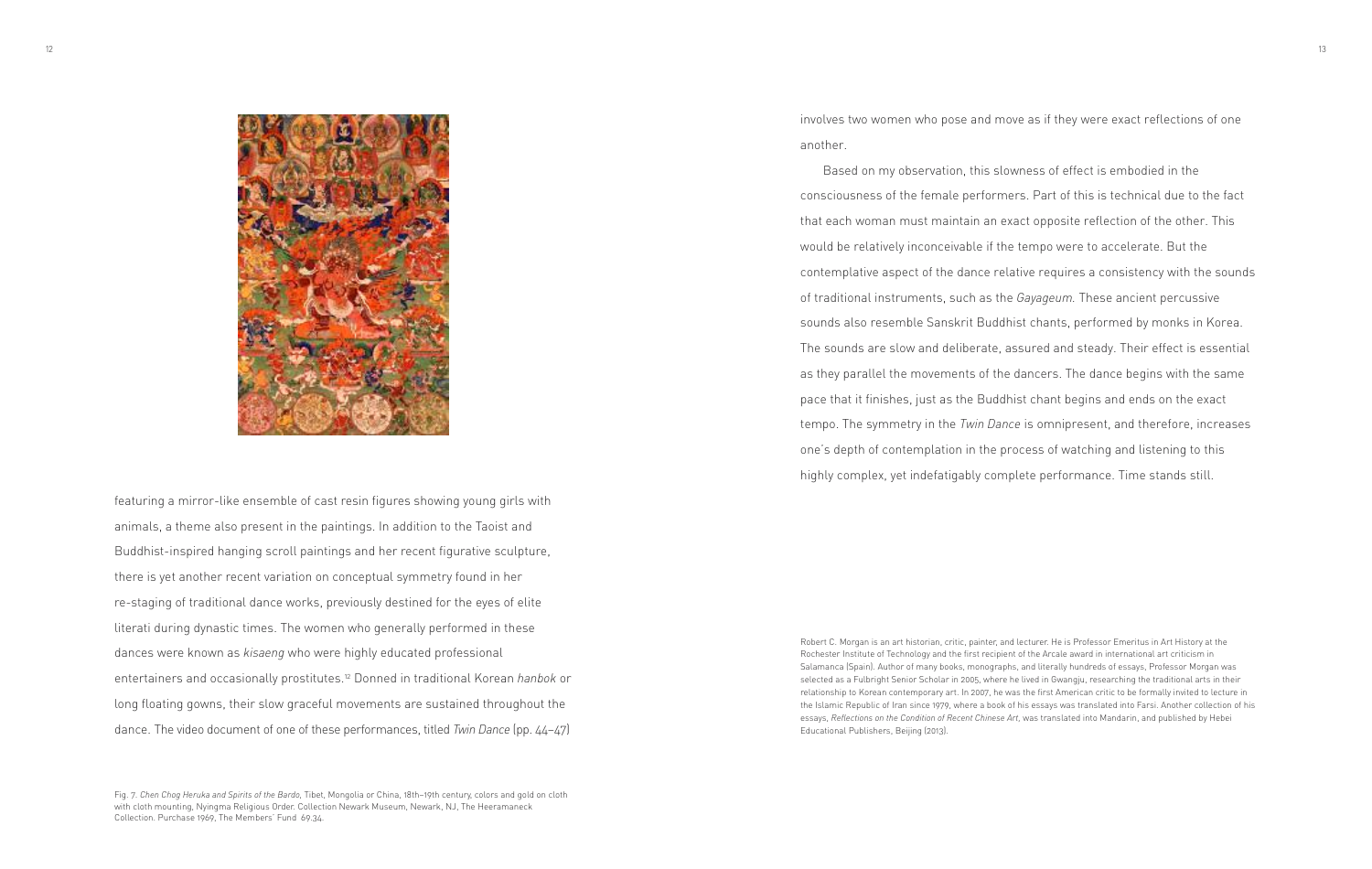featuring a mirror-like ensemble of cast resin figures showing young girls with animals, a theme also present in the paintings. In addition to the Taoist and Buddhist-inspired hanging scroll paintings and her recent figurative sculpture, there is yet another recent variation on conceptual symmetry found in her re-staging of traditional dance works, previously destined for the eyes of elite literati during dynastic times. The women who generally performed in these dances were known as *kisaeng* who were highly educated professional entertainers and occasionally prostitutes.[12] Donned in traditional Korean *hanbok* or long floating gowns, their slow graceful movements are sustained throughout the dance. The video document of one of these performances, titled *Twin Dance* (pp. 44–47) involves two women who pose and move as if they were exact reflections of one another.

Based on my observation, this slowness of effect is embodied in the consciousness of the female performers. Part of this is technical due to the fact that each woman must maintain an exact opposite reflection of the other. This would be relatively inconceivable if the tempo were to accelerate. But the contemplative aspect of the dance relative requires a consistency with the sounds of traditional instruments, such as the *Gayageum*. These ancient percussive sounds also resemble Sanskrit Buddhist chants, performed by monks in Korea. The sounds are slow and deliberate, assured and steady. Their effect is essential as they parallel the movements of the dancers. The dance begins with the same pace that it finishes, just as the Buddhist chant begins and ends on the exact tempo. The symmetry in the *Twin Dance* is omnipresent, and therefore, increases one's depth of contemplation in the process of watching and listening to this highly complex, yet indefatigably complete performance. Time stands still.

Fig. 7. *Chen Chog Heruka and Spirits of the Bardo*, Tibet, Mongolia or China, 18th–19th century, colors and gold on cloth with cloth mounting, Nyingma Religious Order. Collection Newark Museum, Newark, NJ, The Heeramaneck Collection. Purchase 1969, The Members' Fund 69.34.

Robert C. Morgan is an art historian, critic, painter, and lecturer. He is Professor Emeritus in Art History at the Rochester Institute of Technology and the first recipient of the Arcale award in international art criticism in Salamanca (Spain). Author of many books, monographs, and literally hundreds of essays, Professor Morgan was selected as a Fulbright Senior Scholar in 2005, where he lived in Gwangju, researching the traditional arts in their relationship to Korean contemporary art. In 2007, he was the first American critic to be formally invited to lecture in the Islamic Republic of Iran since 1979, where a book of his essays was translated into Farsi. Another collection of his essays, *Reflections on the Condition of Recent Chinese Art*, was translated into Mandarin, and published by Hebei Educational Publishers, Beijing (2013).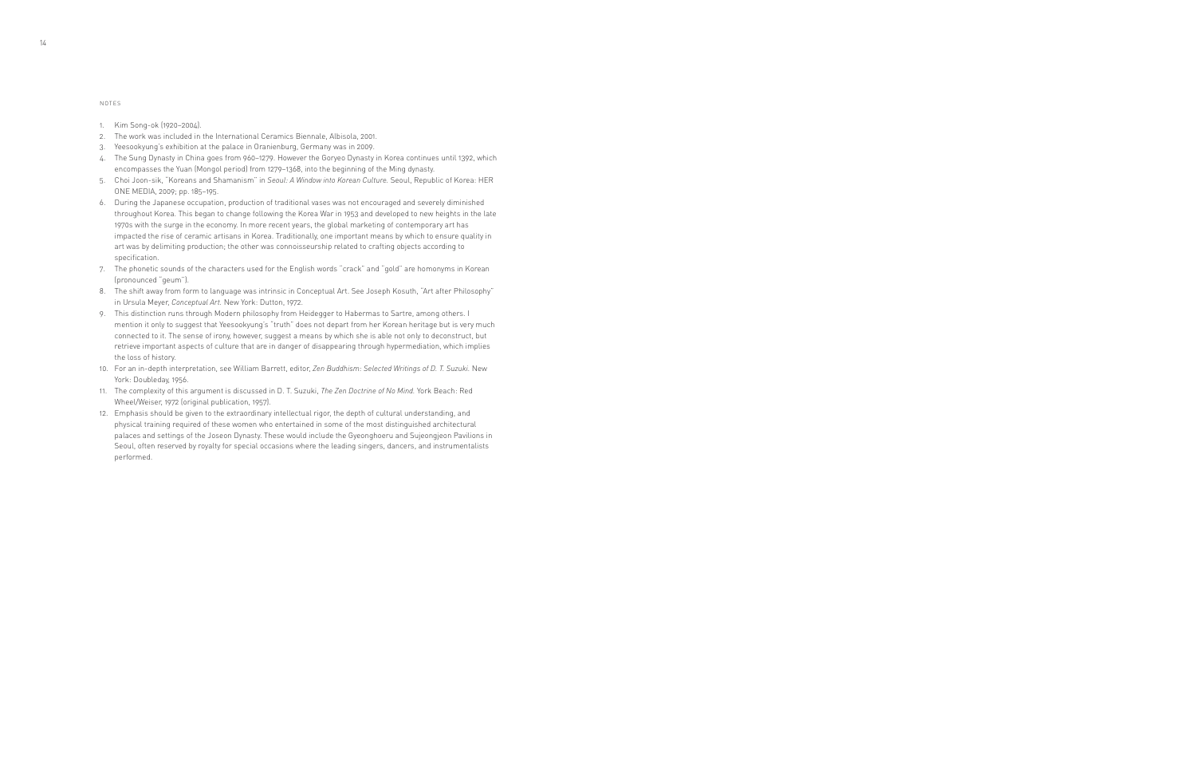NOTES

1. Kim Song-ok (1920–2004).
2. The work was included in the International Ceramics Biennale, Albisola, 2001.
3. Yeesookyung's exhibition at the palace in Oranienburg, Germany was in 2009.
4. The Sung Dynasty in China goes from 960–1279. However the Goryeo Dynasty in Korea continues until 1392, which encompasses the Yuan (Mongol period) from 1279–1368, into the beginning of the Ming dynasty.
5. Choi Joon-sik, "Koreans and Shamanism" in *Seoul: A Window into Korean Culture*. Seoul, Republic of Korea: HER ONE MEDIA, 2009; pp. 185–195.
6. During the Japanese occupation, production of traditional vases was not encouraged and severely diminished throughout Korea. This began to change following the Korea War in 1953 and developed to new heights in the late 1970s with the surge in the economy. In more recent years, the global marketing of contemporary art has impacted the rise of ceramic artisans in Korea. Traditionally, one important means by which to ensure quality in art was by delimiting production; the other was connoisseurship related to crafting objects according to specification.
7. The phonetic sounds of the characters used for the English words "crack" and "gold" are homonyms in Korean (pronounced "geum").
8. The shift away from form to language was intrinsic in Conceptual Art. See Joseph Kosuth, "Art after Philosophy" in Ursula Meyer, *Conceptual Art*. New York: Dutton, 1972.
9. This distinction runs through Modern philosophy from Heidegger to Habermas to Sartre, among others. I mention it only to suggest that Yeesookyung's "truth" does not depart from her Korean heritage but is very much connected to it. The sense of irony, however, suggest a means by which she is able not only to deconstruct, but retrieve important aspects of culture that are in danger of disappearing through hypermediation, which implies the loss of history.
10. For an in-depth interpretation, see William Barrett, editor, *Zen Buddhism: Selected Writings of D. T. Suzuki*. New York: Doubleday, 1956.
11. The complexity of this argument is discussed in D. T. Suzuki, *The Zen Doctrine of No Mind*. York Beach: Red Wheel/Weiser, 1972 (original publication, 1957).
12. Emphasis should be given to the extraordinary intellectual rigor, the depth of cultural understanding, and physical training required of these women who entertained in some of the most distinguished architectural palaces and settings of the Joseon Dynasty. These would include the Gyeonghoeru and Sujeongjeon Pavilions in Seoul, often reserved by royalty for special occasions where the leading singers, dancers, and instrumentalists performed.